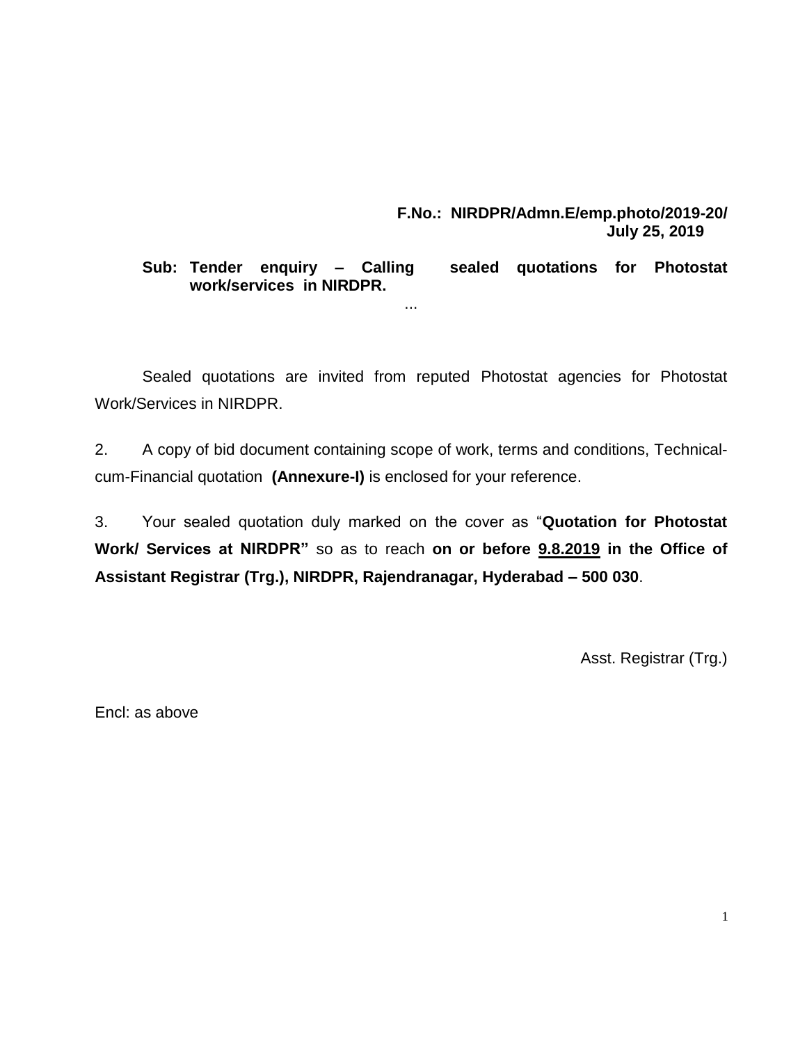**F.No.: NIRDPR/Admn.E/emp.photo/2019-20/**
**July 25, 2019**

**Sub: Tender enquiry – Calling sealed quotations for Photostat work/services in NIRDPR.**

...

Sealed quotations are invited from reputed Photostat agencies for Photostat Work/Services in NIRDPR.

2. A copy of bid document containing scope of work, terms and conditions, Technical-cum-Financial quotation **(Annexure-I)** is enclosed for your reference.

3. Your sealed quotation duly marked on the cover as "**Quotation for Photostat Work/ Services at NIRDPR"** so as to reach **on or before <u>9.8.2019</u> in the Office of Assistant Registrar (Trg.), NIRDPR, Rajendranagar, Hyderabad – 500 030**.

Asst. Registrar (Trg.)

Encl: as above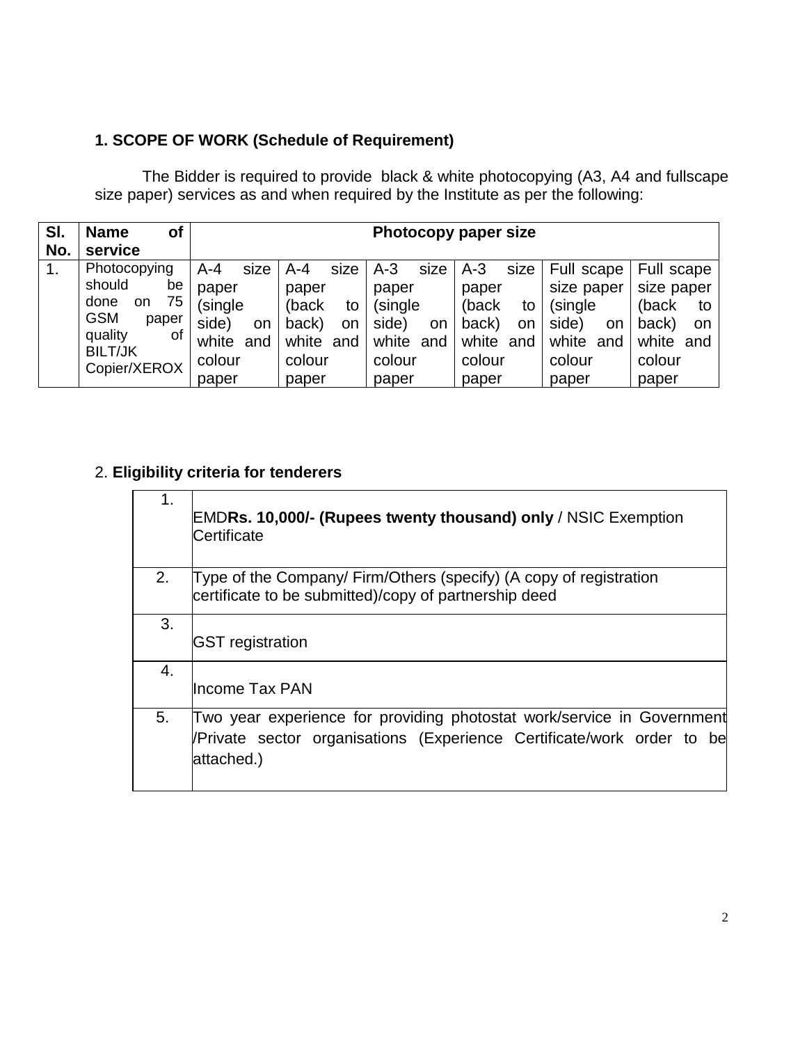**1. SCOPE OF WORK (Schedule of Requirement)**

The Bidder is required to provide black & white photocopying (A3, A4 and fullscape size paper) services as and when required by the Institute as per the following:

| Sl. No. | Name of service | Photocopy paper size | | | | | |
|---|---|---|---|---|---|---|---|
| 1. | Photocopying should be done on 75 GSM paper quality of BILT/JK Copier/XEROX | A-4 size paper (single side) on white and colour paper | A-4 size paper (back to back) on white and colour paper | A-3 size paper (single side) on white and colour paper | A-3 size paper (back to back) on white and colour paper | Full scape size paper (single side) on white and colour paper | Full scape size paper (back to back) on white and colour paper |

2. **Eligibility criteria for tenderers**

| | |
|---|---|
| 1. | EMD**Rs. 10,000/- (Rupees twenty thousand) only** / NSIC Exemption Certificate |
| 2. | Type of the Company/ Firm/Others (specify) (A copy of registration certificate to be submitted)/copy of partnership deed |
| 3. | GST registration |
| 4. | Income Tax PAN |
| 5. | Two year experience for providing photostat work/service in Government /Private sector organisations (Experience Certificate/work order to be attached.) |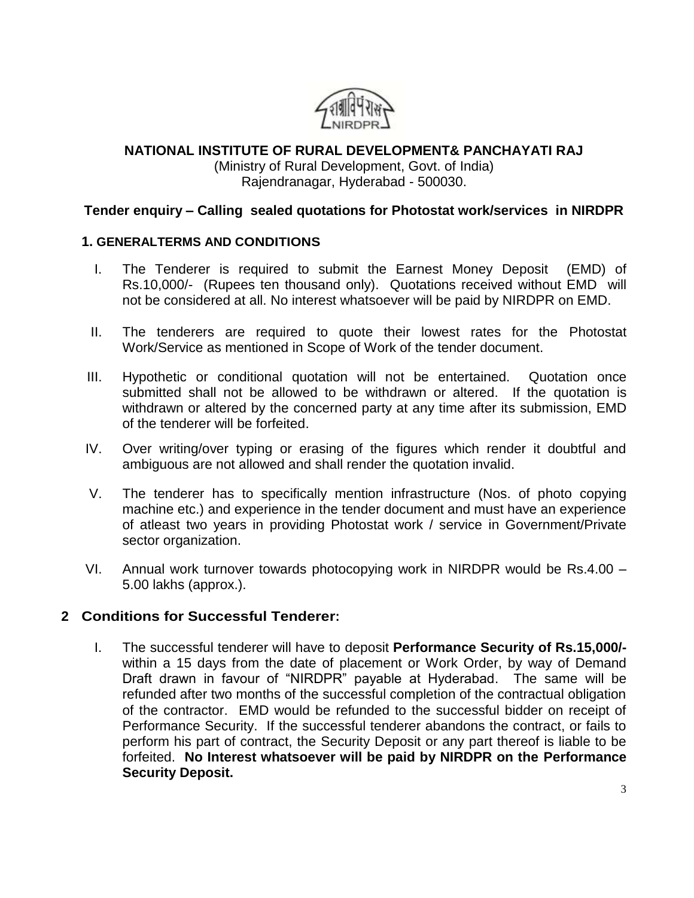**NATIONAL INSTITUTE OF RURAL DEVELOPMENT& PANCHAYATI RAJ**
(Ministry of Rural Development, Govt. of India)
Rajendranagar, Hyderabad - 500030.

## Tender enquiry – Calling sealed quotations for Photostat work/services in NIRDPR

### 1. GENERALTERMS AND CONDITIONS

I. The Tenderer is required to submit the Earnest Money Deposit (EMD) of Rs.10,000/- (Rupees ten thousand only). Quotations received without EMD will not be considered at all. No interest whatsoever will be paid by NIRDPR on EMD.

II. The tenderers are required to quote their lowest rates for the Photostat Work/Service as mentioned in Scope of Work of the tender document.

III. Hypothetic or conditional quotation will not be entertained. Quotation once submitted shall not be allowed to be withdrawn or altered. If the quotation is withdrawn or altered by the concerned party at any time after its submission, EMD of the tenderer will be forfeited.

IV. Over writing/over typing or erasing of the figures which render it doubtful and ambiguous are not allowed and shall render the quotation invalid.

V. The tenderer has to specifically mention infrastructure (Nos. of photo copying machine etc.) and experience in the tender document and must have an experience of atleast two years in providing Photostat work / service in Government/Private sector organization.

VI. Annual work turnover towards photocopying work in NIRDPR would be Rs.4.00 – 5.00 lakhs (approx.).

### 2 Conditions for Successful Tenderer:

I. The successful tenderer will have to deposit **Performance Security of Rs.15,000/-** within a 15 days from the date of placement or Work Order, by way of Demand Draft drawn in favour of "NIRDPR" payable at Hyderabad. The same will be refunded after two months of the successful completion of the contractual obligation of the contractor. EMD would be refunded to the successful bidder on receipt of Performance Security. If the successful tenderer abandons the contract, or fails to perform his part of contract, the Security Deposit or any part thereof is liable to be forfeited. **No Interest whatsoever will be paid by NIRDPR on the Performance Security Deposit.**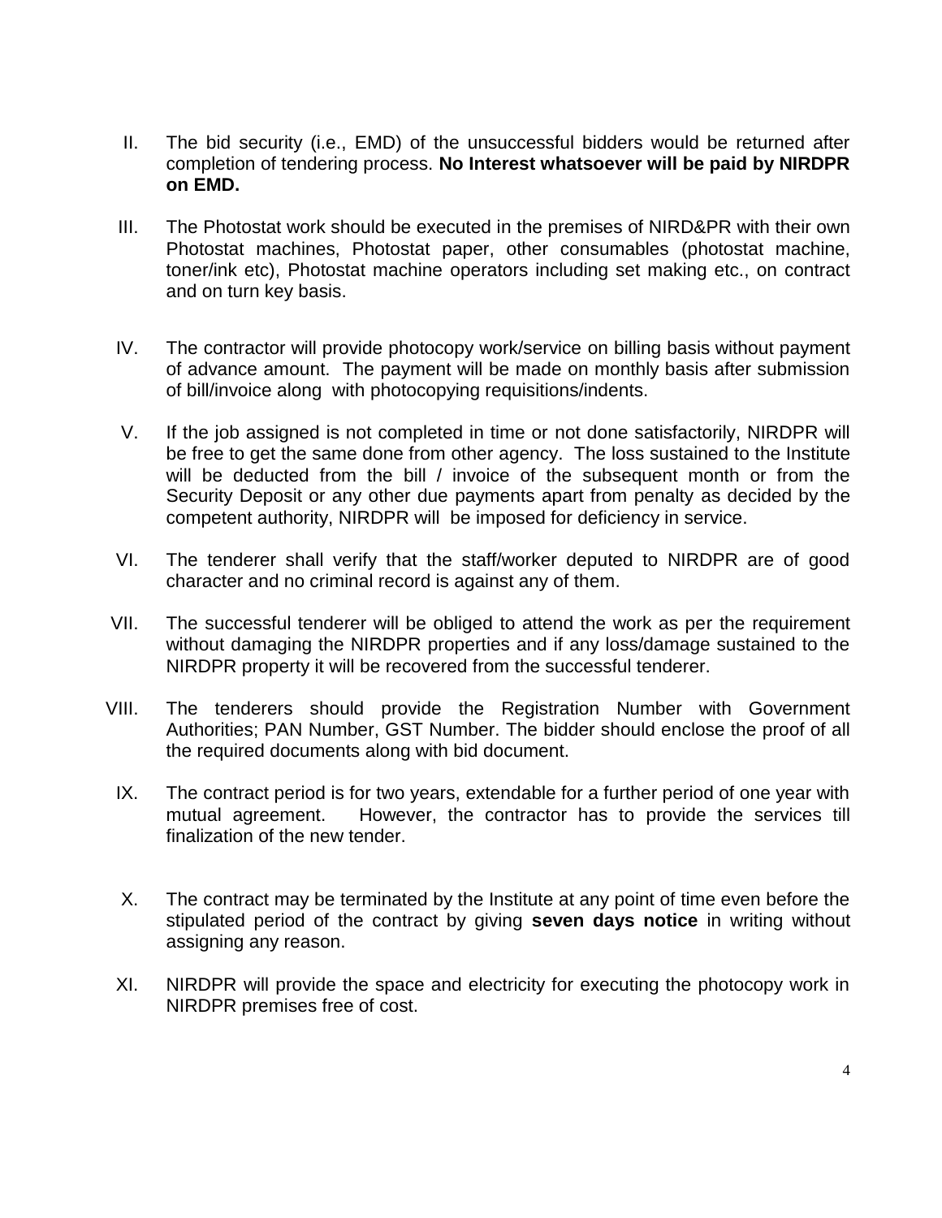II. The bid security (i.e., EMD) of the unsuccessful bidders would be returned after completion of tendering process. **No Interest whatsoever will be paid by NIRDPR on EMD.**

III. The Photostat work should be executed in the premises of NIRD&PR with their own Photostat machines, Photostat paper, other consumables (photostat machine, toner/ink etc), Photostat machine operators including set making etc., on contract and on turn key basis.

IV. The contractor will provide photocopy work/service on billing basis without payment of advance amount. The payment will be made on monthly basis after submission of bill/invoice along with photocopying requisitions/indents.

V. If the job assigned is not completed in time or not done satisfactorily, NIRDPR will be free to get the same done from other agency. The loss sustained to the Institute will be deducted from the bill / invoice of the subsequent month or from the Security Deposit or any other due payments apart from penalty as decided by the competent authority, NIRDPR will be imposed for deficiency in service.

VI. The tenderer shall verify that the staff/worker deputed to NIRDPR are of good character and no criminal record is against any of them.

VII. The successful tenderer will be obliged to attend the work as per the requirement without damaging the NIRDPR properties and if any loss/damage sustained to the NIRDPR property it will be recovered from the successful tenderer.

VIII. The tenderers should provide the Registration Number with Government Authorities; PAN Number, GST Number. The bidder should enclose the proof of all the required documents along with bid document.

IX. The contract period is for two years, extendable for a further period of one year with mutual agreement. However, the contractor has to provide the services till finalization of the new tender.

X. The contract may be terminated by the Institute at any point of time even before the stipulated period of the contract by giving **seven days notice** in writing without assigning any reason.

XI. NIRDPR will provide the space and electricity for executing the photocopy work in NIRDPR premises free of cost.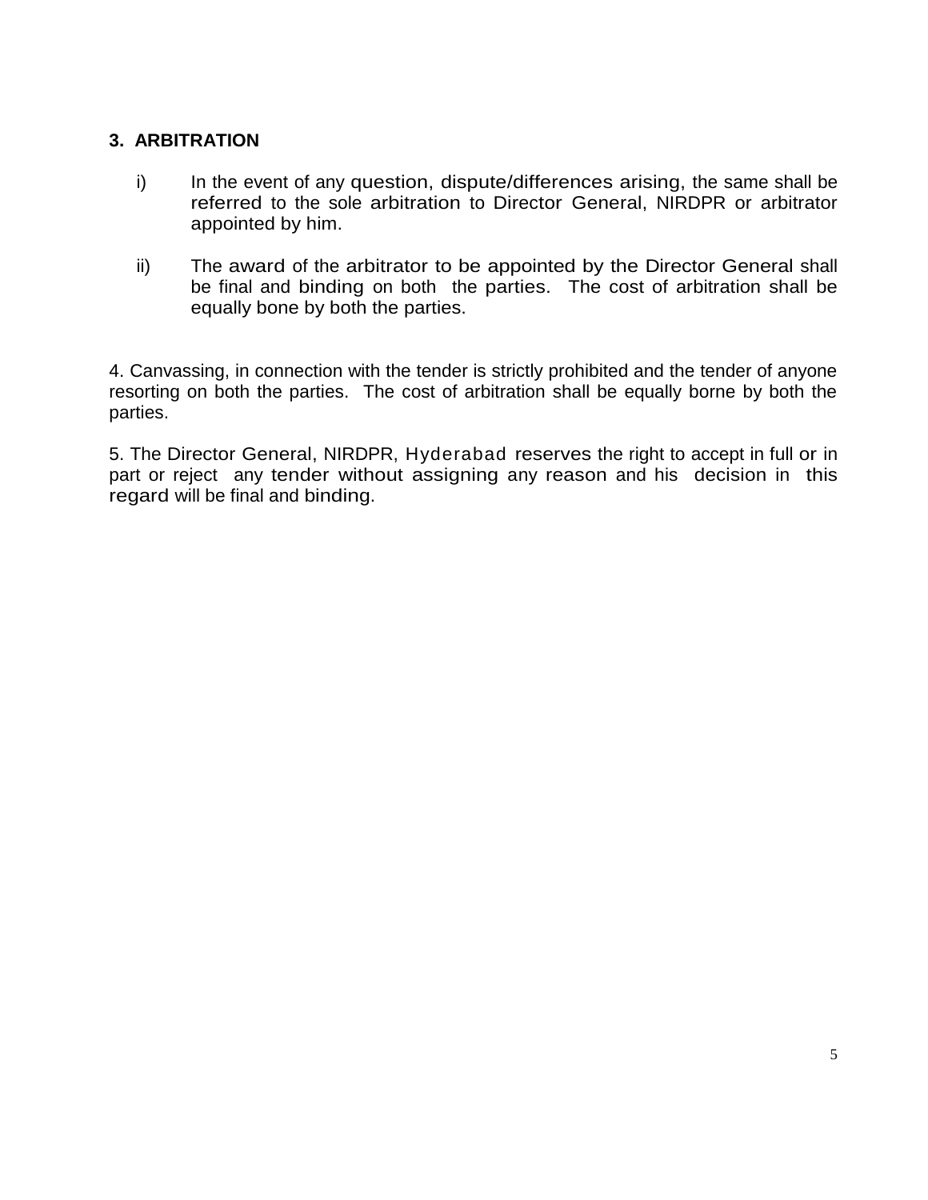### 3. ARBITRATION

i) In the event of any question, dispute/differences arising, the same shall be referred to the sole arbitration to Director General, NIRDPR or arbitrator appointed by him.

ii) The award of the arbitrator to be appointed by the Director General shall be final and binding on both the parties. The cost of arbitration shall be equally bone by both the parties.

4. Canvassing, in connection with the tender is strictly prohibited and the tender of anyone resorting on both the parties. The cost of arbitration shall be equally borne by both the parties.

5. The Director General, NIRDPR, Hyderabad reserves the right to accept in full or in part or reject any tender without assigning any reason and his decision in this regard will be final and binding.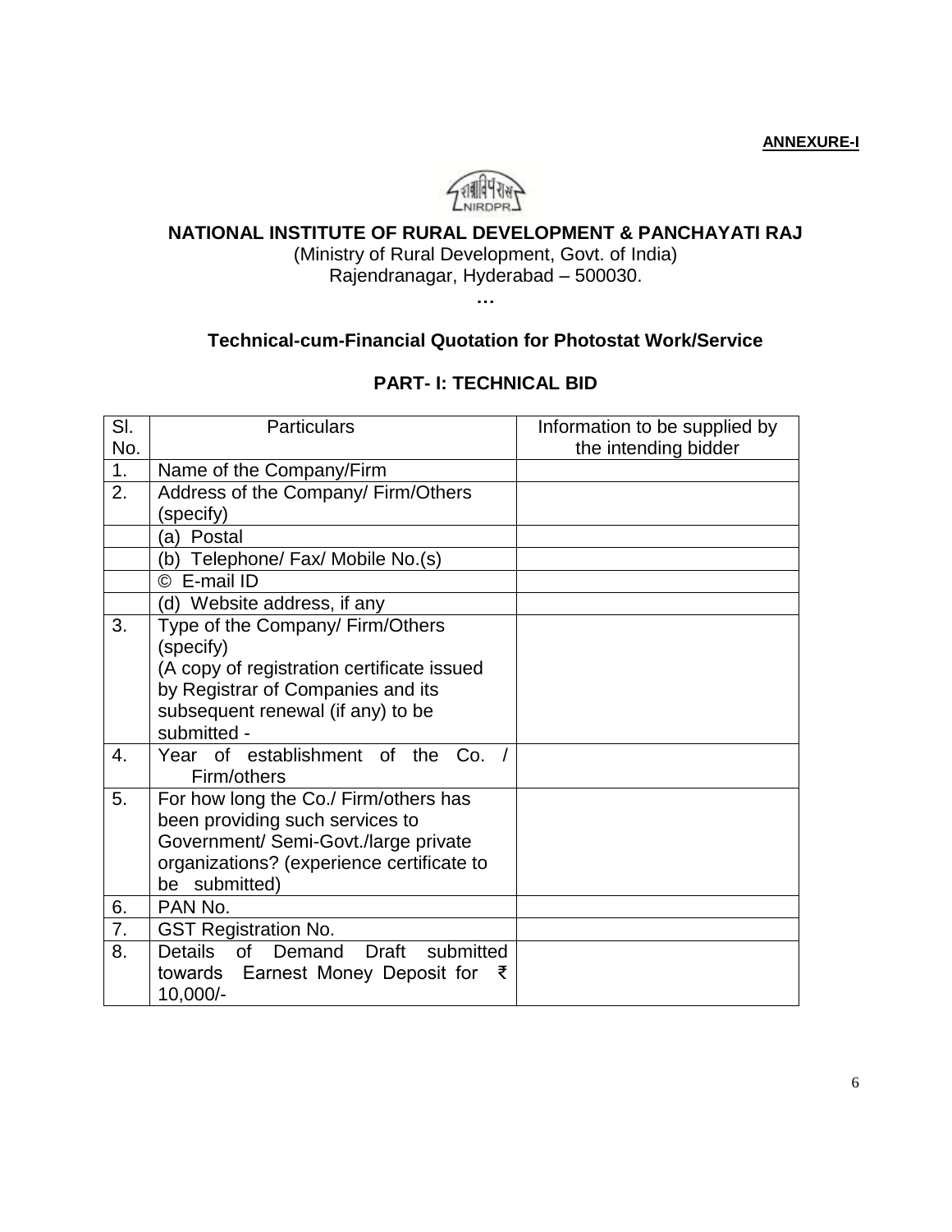**ANNEXURE-I**

## NATIONAL INSTITUTE OF RURAL DEVELOPMENT & PANCHAYATI RAJ

(Ministry of Rural Development, Govt. of India)
Rajendranagar, Hyderabad – 500030.

…

### Technical-cum-Financial Quotation for Photostat Work/Service

### PART- I: TECHNICAL BID

| Sl. No. | Particulars | Information to be supplied by the intending bidder |
|---|---|---|
| 1. | Name of the Company/Firm | |
| 2. | Address of the Company/ Firm/Others (specify) | |
| | (a) Postal | |
| | (b) Telephone/ Fax/ Mobile No.(s) | |
| | © E-mail ID | |
| | (d) Website address, if any | |
| 3. | Type of the Company/ Firm/Others (specify) (A copy of registration certificate issued by Registrar of Companies and its subsequent renewal (if any) to be submitted - | |
| 4. | Year of establishment of the Co. / Firm/others | |
| 5. | For how long the Co./ Firm/others has been providing such services to Government/ Semi-Govt./large private organizations? (experience certificate to be submitted) | |
| 6. | PAN No. | |
| 7. | GST Registration No. | |
| 8. | Details of Demand Draft submitted towards Earnest Money Deposit for ₹ 10,000/- | |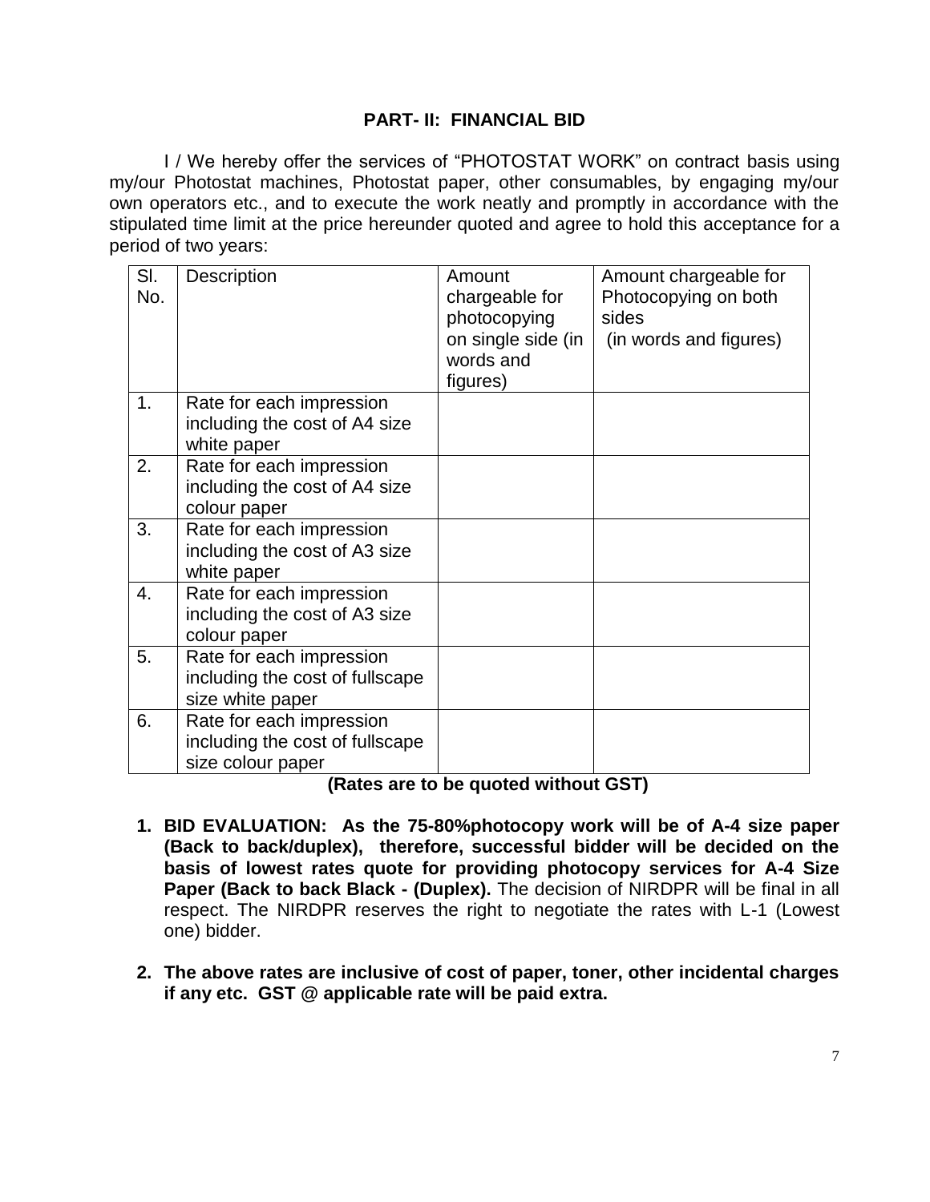## PART- II: FINANCIAL BID

I / We hereby offer the services of "PHOTOSTAT WORK" on contract basis using my/our Photostat machines, Photostat paper, other consumables, by engaging my/our own operators etc., and to execute the work neatly and promptly in accordance with the stipulated time limit at the price hereunder quoted and agree to hold this acceptance for a period of two years:

| Sl. No. | Description | Amount chargeable for photocopying on single side (in words and figures) | Amount chargeable for Photocopying on both sides (in words and figures) |
|---|---|---|---|
| 1. | Rate for each impression including the cost of A4 size white paper | | |
| 2. | Rate for each impression including the cost of A4 size colour paper | | |
| 3. | Rate for each impression including the cost of A3 size white paper | | |
| 4. | Rate for each impression including the cost of A3 size colour paper | | |
| 5. | Rate for each impression including the cost of fullscape size white paper | | |
| 6. | Rate for each impression including the cost of fullscape size colour paper | | |

**(Rates are to be quoted without GST)**

1. **BID EVALUATION: As the 75-80%photocopy work will be of A-4 size paper (Back to back/duplex), therefore, successful bidder will be decided on the basis of lowest rates quote for providing photocopy services for A-4 Size Paper (Back to back Black - (Duplex).** The decision of NIRDPR will be final in all respect. The NIRDPR reserves the right to negotiate the rates with L-1 (Lowest one) bidder.

2. **The above rates are inclusive of cost of paper, toner, other incidental charges if any etc. GST @ applicable rate will be paid extra.**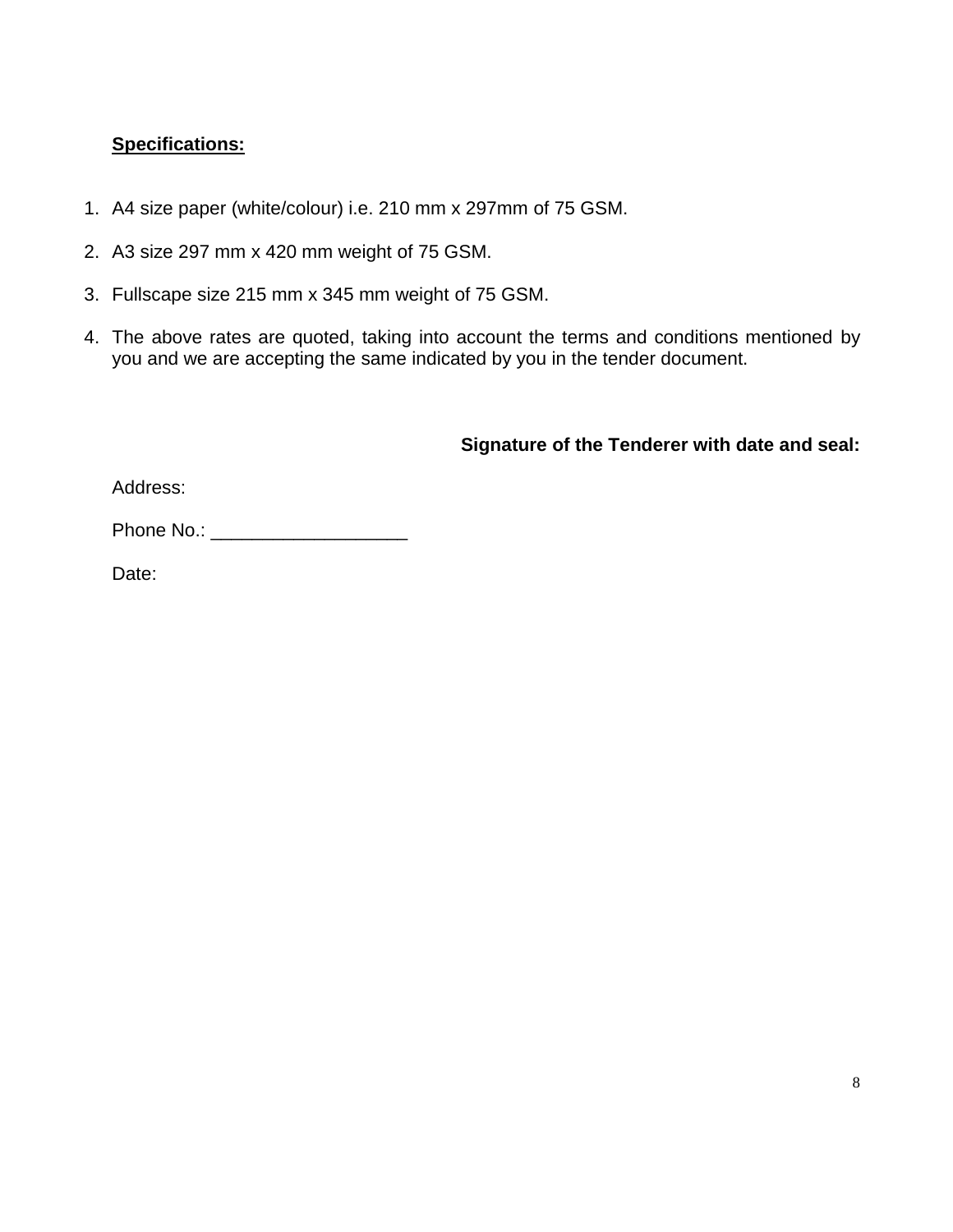**Specifications:**

1. A4 size paper (white/colour) i.e. 210 mm x 297mm of 75 GSM.
2. A3 size 297 mm x 420 mm weight of 75 GSM.
3. Fullscape size 215 mm x 345 mm weight of 75 GSM.
4. The above rates are quoted, taking into account the terms and conditions mentioned by you and we are accepting the same indicated by you in the tender document.

**Signature of the Tenderer with date and seal:**

Address:

Phone No.: ___________________

Date: